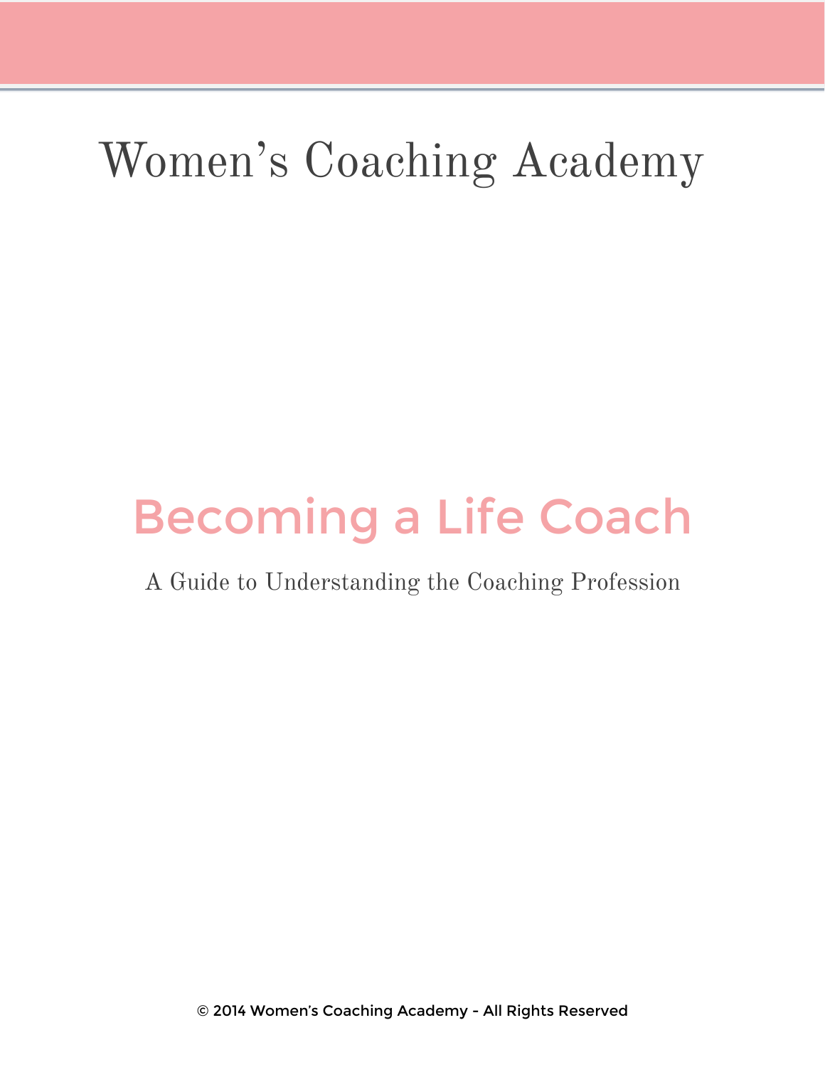# Women's Coaching Academy

# Becoming a Life Coach

A Guide to Understanding the Coaching Profession

© 2014 Women's Coaching Academy - All Rights Reserved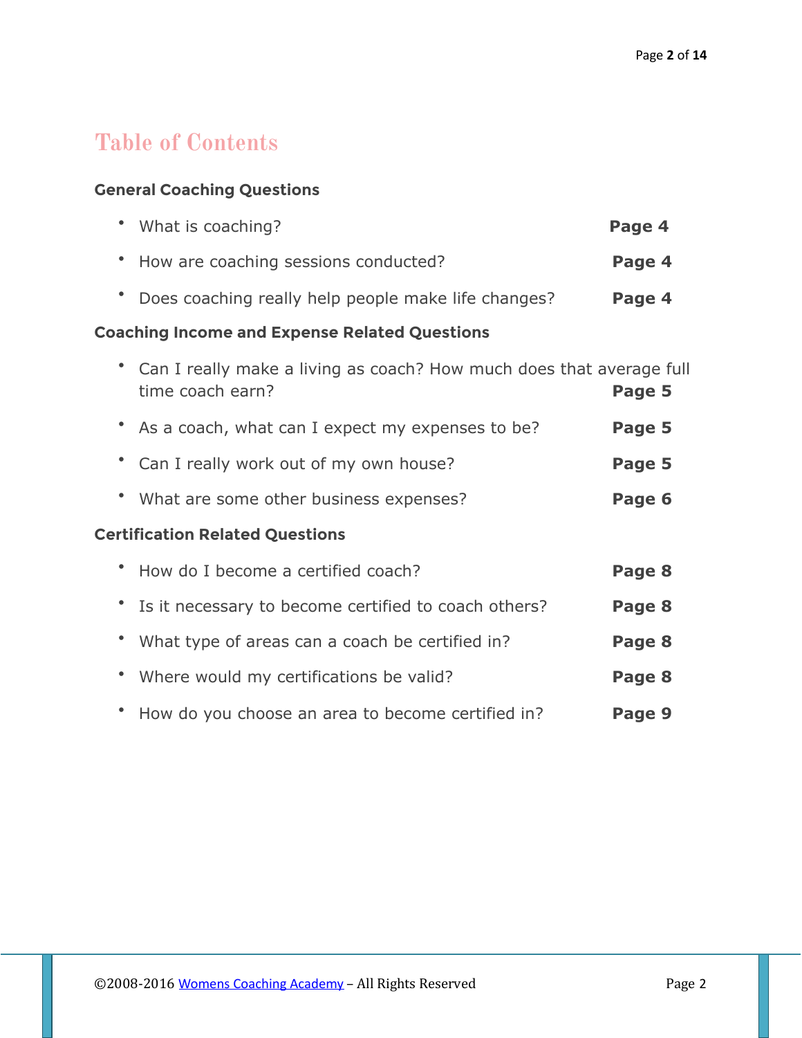# Table of Contents

**General Coaching Questions**

- What is coaching? **Page 4**
- How are coaching sessions conducted? **Page 4**
- Does coaching really help people make life changes? **Page 4**

**Coaching Income and Expense Related Questions**

- Can I really make a living as coach? How much does that average full time coach earn? **Page 5**
- As a coach, what can I expect my expenses to be? **Page 5**
- Can I really work out of my own house? **Page 5**
- What are some other business expenses? **Page 6**

**Certification Related Questions**

- How do I become a certified coach? **Page 8**
- Is it necessary to become certified to coach others? **Page 8**
- What type of areas can a coach be certified in? **Page 8**
- Where would my certifications be valid? **Page 8**
- How do you choose an area to become certified in? **Page 9**

©2008-2016 Womens Coaching Academy – All Rights Reserved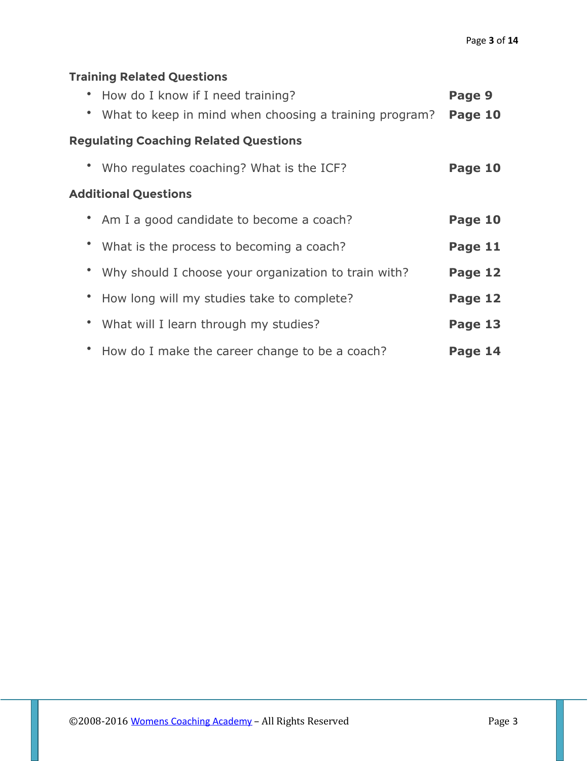**Training Related Questions**

- How do I know if I need training? **Page 9**
- What to keep in mind when choosing a training program? **Page 10**

**Regulating Coaching Related Questions**

- Who regulates coaching? What is the ICF? **Page 10**

**Additional Questions**

- Am I a good candidate to become a coach? **Page 10**
- What is the process to becoming a coach? **Page 11**
- Why should I choose your organization to train with? **Page 12**
- How long will my studies take to complete? **Page 12**
- What will I learn through my studies? **Page 13**
- How do I make the career change to be a coach? **Page 14**

©2008-2016 Womens Coaching Academy – All Rights Reserved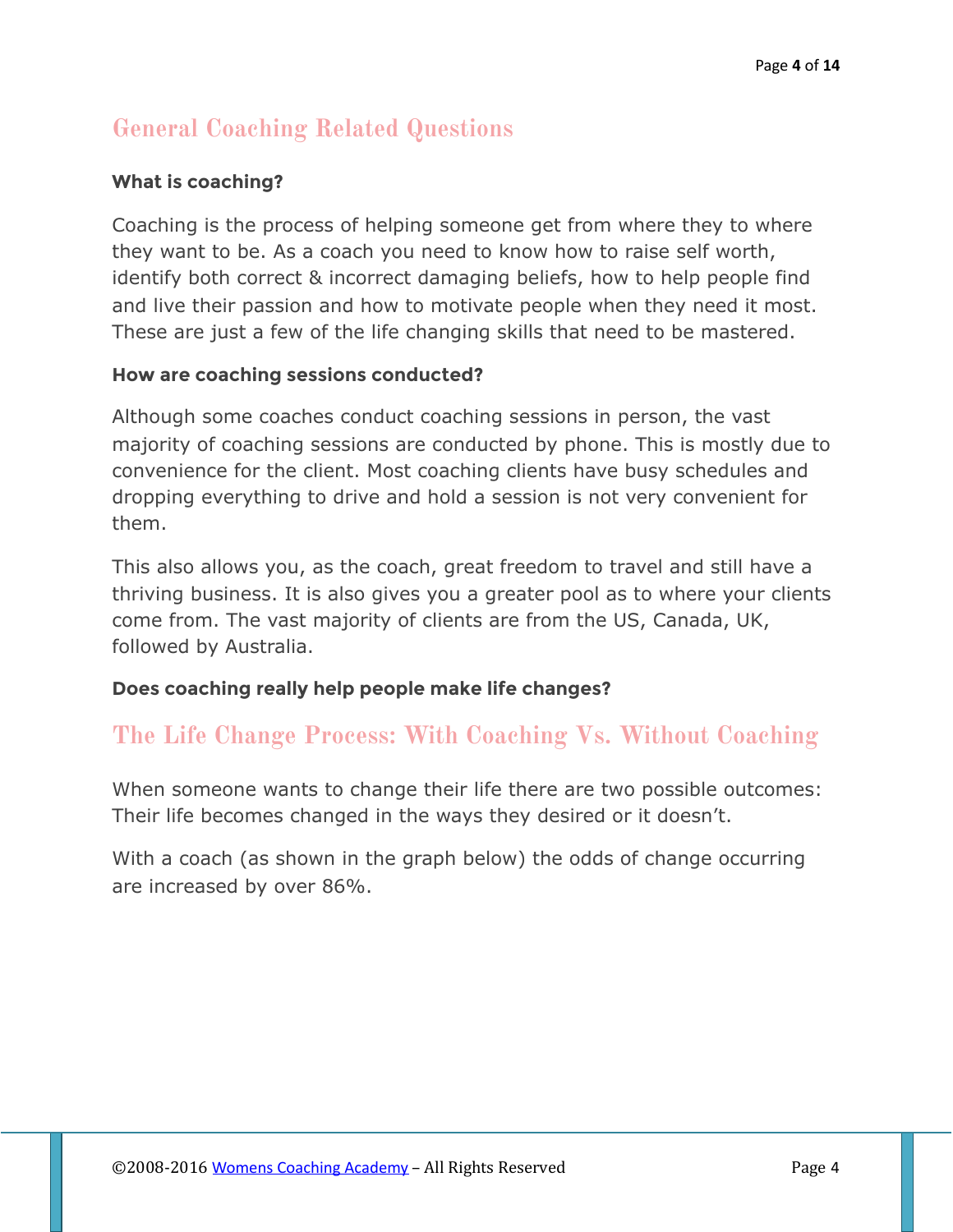## General Coaching Related Questions

**What is coaching?**

Coaching is the process of helping someone get from where they to where they want to be. As a coach you need to know how to raise self worth, identify both correct & incorrect damaging beliefs, how to help people find and live their passion and how to motivate people when they need it most. These are just a few of the life changing skills that need to be mastered.

**How are coaching sessions conducted?**

Although some coaches conduct coaching sessions in person, the vast majority of coaching sessions are conducted by phone. This is mostly due to convenience for the client. Most coaching clients have busy schedules and dropping everything to drive and hold a session is not very convenient for them.

This also allows you, as the coach, great freedom to travel and still have a thriving business. It is also gives you a greater pool as to where your clients come from. The vast majority of clients are from the US, Canada, UK, followed by Australia.

**Does coaching really help people make life changes?**

## The Life Change Process: With Coaching Vs. Without Coaching

When someone wants to change their life there are two possible outcomes: Their life becomes changed in the ways they desired or it doesn't.

With a coach (as shown in the graph below) the odds of change occurring are increased by over 86%.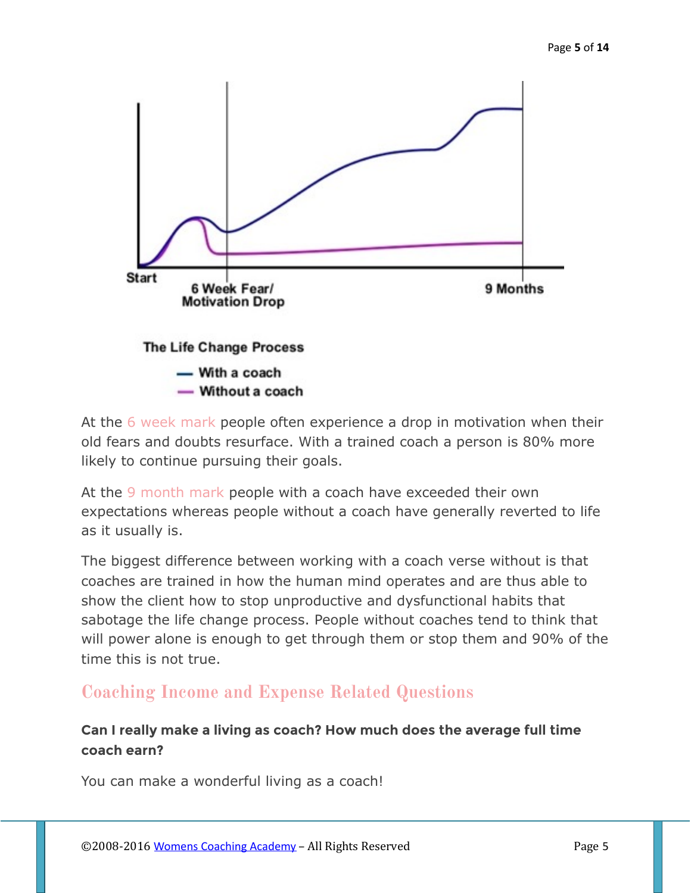At the 6 week mark people often experience a drop in motivation when their old fears and doubts resurface. With a trained coach a person is 80% more likely to continue pursuing their goals.

At the 9 month mark people with a coach have exceeded their own expectations whereas people without a coach have generally reverted to life as it usually is.

The biggest difference between working with a coach verse without is that coaches are trained in how the human mind operates and are thus able to show the client how to stop unproductive and dysfunctional habits that sabotage the life change process. People without coaches tend to think that will power alone is enough to get through them or stop them and 90% of the time this is not true.

## Coaching Income and Expense Related Questions

**Can I really make a living as coach? How much does the average full time coach earn?**

You can make a wonderful living as a coach!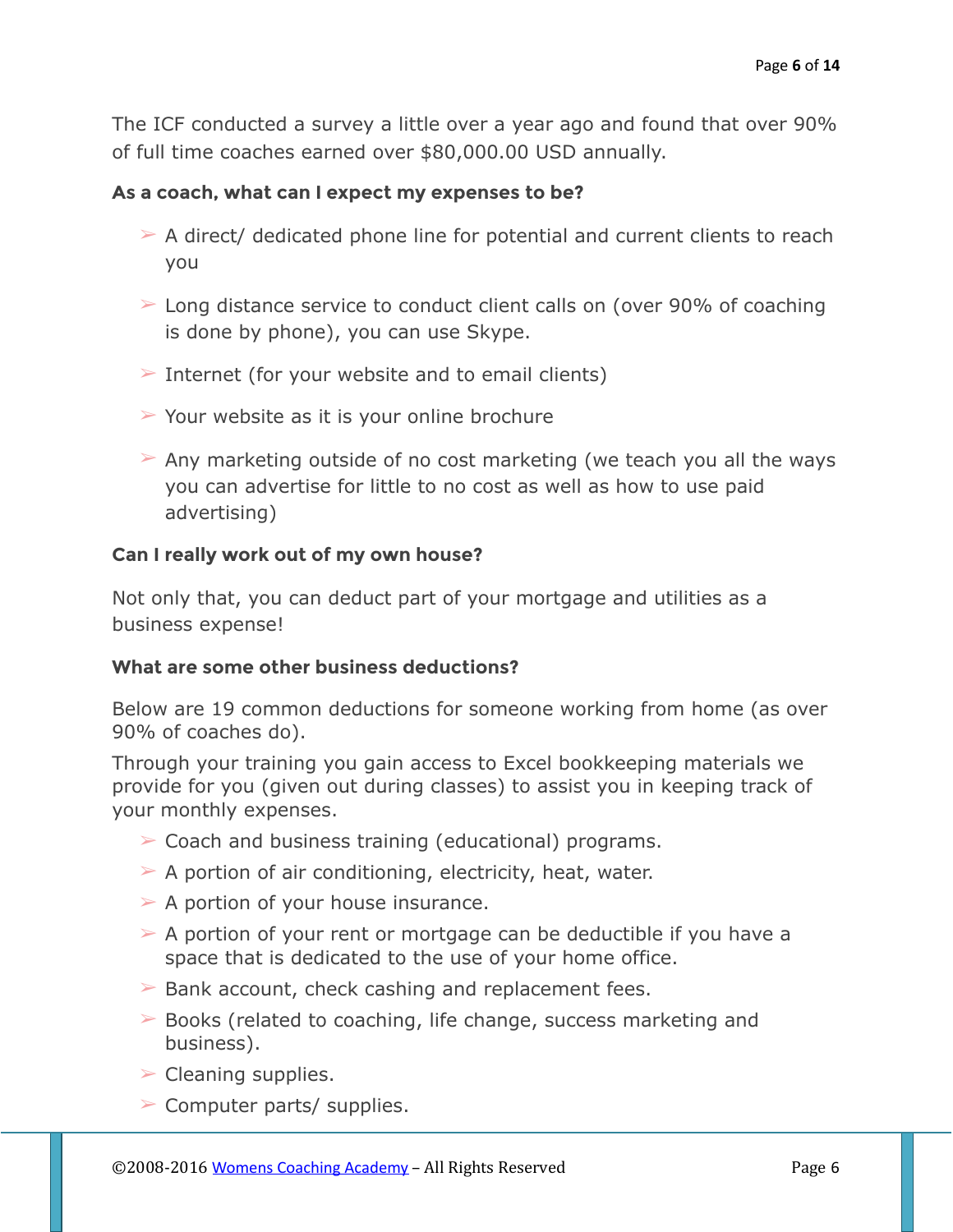The ICF conducted a survey a little over a year ago and found that over 90% of full time coaches earned over $80,000.00 USD annually.

**As a coach, what can I expect my expenses to be?**

- A direct/ dedicated phone line for potential and current clients to reach you
- Long distance service to conduct client calls on (over 90% of coaching is done by phone), you can use Skype.
- Internet (for your website and to email clients)
- Your website as it is your online brochure
- Any marketing outside of no cost marketing (we teach you all the ways you can advertise for little to no cost as well as how to use paid advertising)

**Can I really work out of my own house?**

Not only that, you can deduct part of your mortgage and utilities as a business expense!

**What are some other business deductions?**

Below are 19 common deductions for someone working from home (as over 90% of coaches do).

Through your training you gain access to Excel bookkeeping materials we provide for you (given out during classes) to assist you in keeping track of your monthly expenses.

- Coach and business training (educational) programs.
- A portion of air conditioning, electricity, heat, water.
- A portion of your house insurance.
- A portion of your rent or mortgage can be deductible if you have a space that is dedicated to the use of your home office.
- Bank account, check cashing and replacement fees.
- Books (related to coaching, life change, success marketing and business).
- Cleaning supplies.
- Computer parts/ supplies.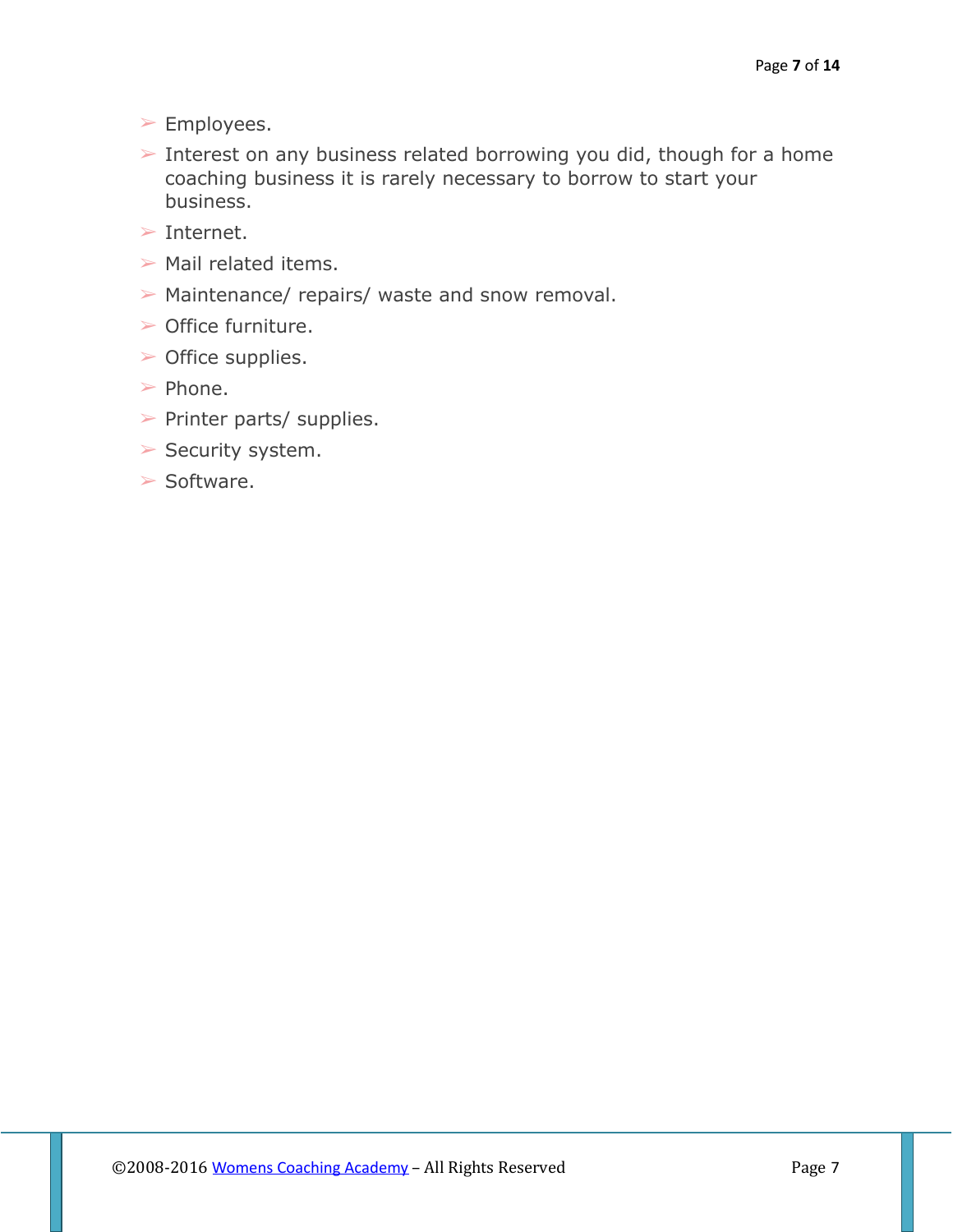- Employees.
- Interest on any business related borrowing you did, though for a home coaching business it is rarely necessary to borrow to start your business.
- Internet.
- Mail related items.
- Maintenance/ repairs/ waste and snow removal.
- Office furniture.
- Office supplies.
- Phone.
- Printer parts/ supplies.
- Security system.
- Software.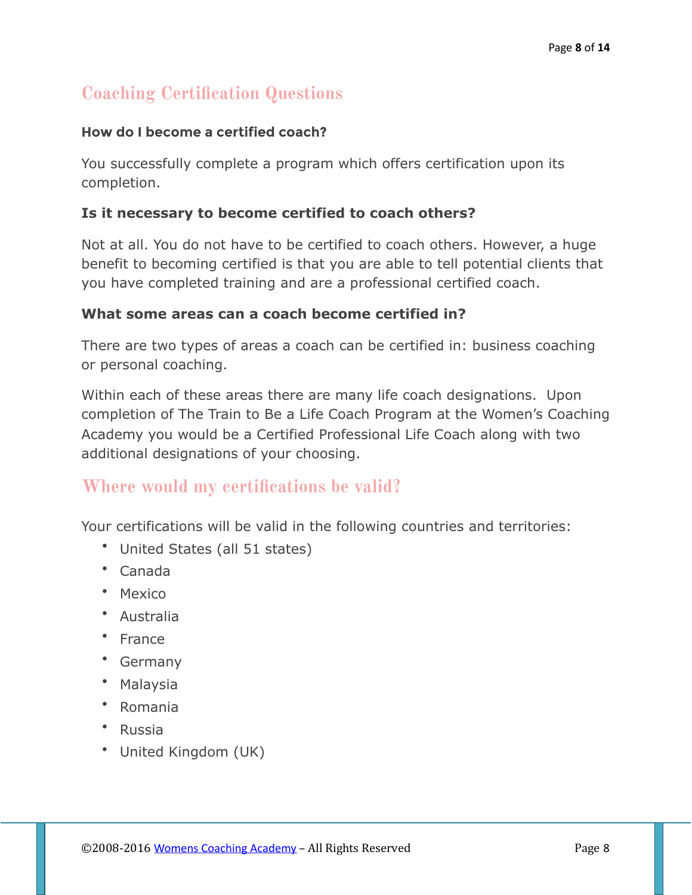## Coaching Certification Questions

**How do I become a certified coach?**

You successfully complete a program which offers certification upon its completion.

**Is it necessary to become certified to coach others?**

Not at all. You do not have to be certified to coach others. However, a huge benefit to becoming certified is that you are able to tell potential clients that you have completed training and are a professional certified coach.

**What some areas can a coach become certified in?**

There are two types of areas a coach can be certified in: business coaching or personal coaching.

Within each of these areas there are many life coach designations. Upon completion of The Train to Be a Life Coach Program at the Women's Coaching Academy you would be a Certified Professional Life Coach along with two additional designations of your choosing.

## Where would my certifications be valid?

Your certifications will be valid in the following countries and territories:

- United States (all 51 states)
- Canada
- Mexico
- Australia
- France
- Germany
- Malaysia
- Romania
- Russia
- United Kingdom (UK)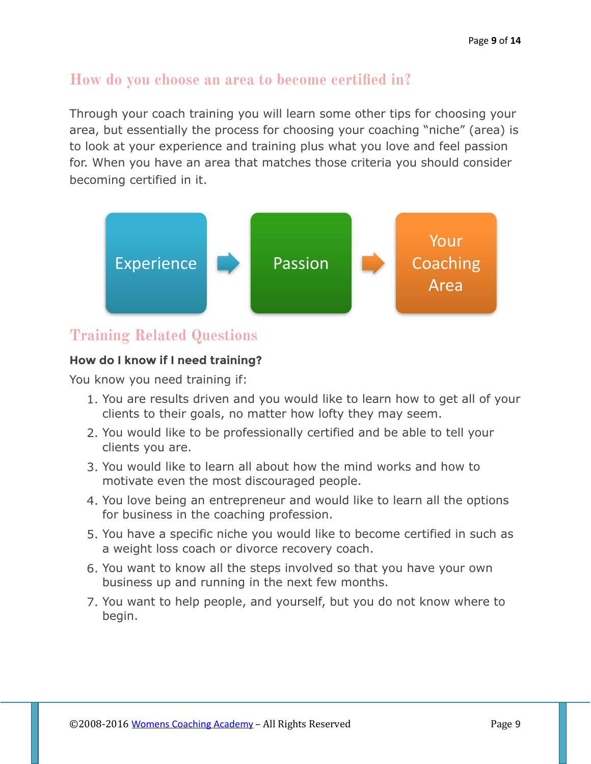## How do you choose an area to become certified in?

Through your coach training you will learn some other tips for choosing your area, but essentially the process for choosing your coaching "niche" (area) is to look at your experience and training plus what you love and feel passion for. When you have an area that matches those criteria you should consider becoming certified in it.

Experience → Passion → Your Coaching Area

## Training Related Questions

**How do I know if I need training?**

You know you need training if:

1. You are results driven and you would like to learn how to get all of your clients to their goals, no matter how lofty they may seem.
2. You would like to be professionally certified and be able to tell your clients you are.
3. You would like to learn all about how the mind works and how to motivate even the most discouraged people.
4. You love being an entrepreneur and would like to learn all the options for business in the coaching profession.
5. You have a specific niche you would like to become certified in such as a weight loss coach or divorce recovery coach.
6. You want to know all the steps involved so that you have your own business up and running in the next few months.
7. You want to help people, and yourself, but you do not know where to begin.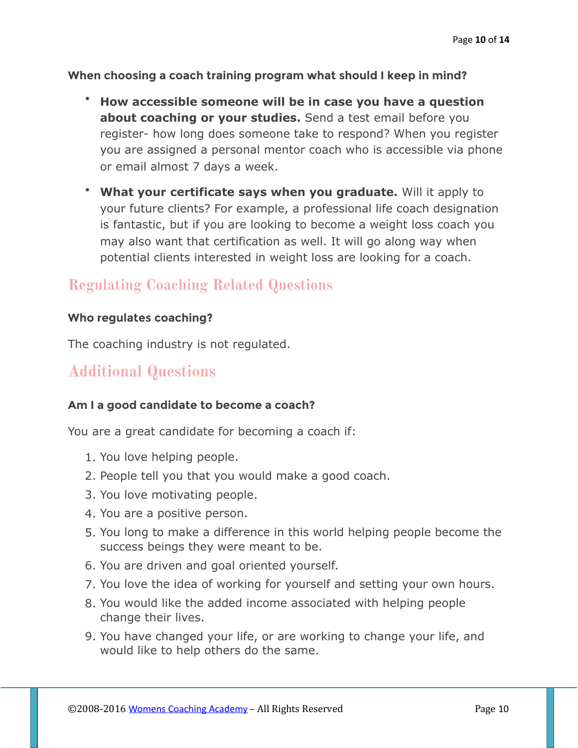### When choosing a coach training program what should I keep in mind?

- **How accessible someone will be in case you have a question about coaching or your studies.** Send a test email before you register- how long does someone take to respond? When you register you are assigned a personal mentor coach who is accessible via phone or email almost 7 days a week.
- **What your certificate says when you graduate.** Will it apply to your future clients? For example, a professional life coach designation is fantastic, but if you are looking to become a weight loss coach you may also want that certification as well. It will go along way when potential clients interested in weight loss are looking for a coach.

## Regulating Coaching Related Questions

### Who regulates coaching?

The coaching industry is not regulated.

## Additional Questions

### Am I a good candidate to become a coach?

You are a great candidate for becoming a coach if:

1. You love helping people.
2. People tell you that you would make a good coach.
3. You love motivating people.
4. You are a positive person.
5. You long to make a difference in this world helping people become the success beings they were meant to be.
6. You are driven and goal oriented yourself.
7. You love the idea of working for yourself and setting your own hours.
8. You would like the added income associated with helping people change their lives.
9. You have changed your life, or are working to change your life, and would like to help others do the same.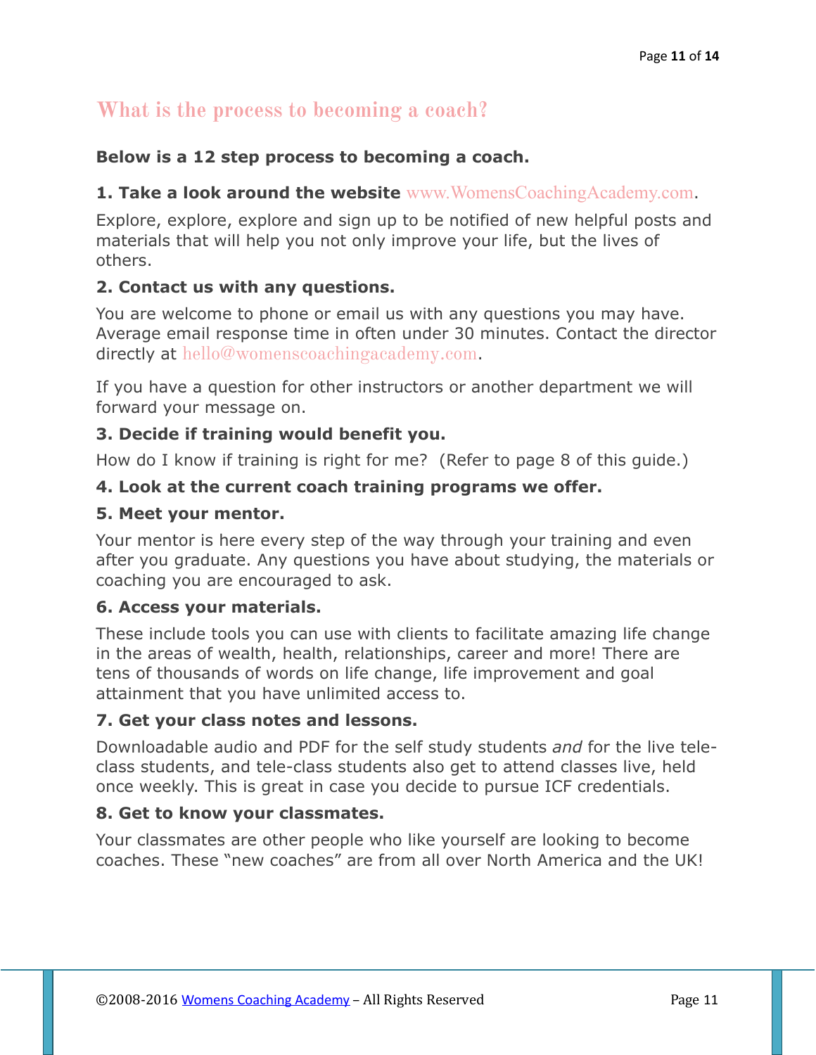## What is the process to becoming a coach?

**Below is a 12 step process to becoming a coach.**

**1. Take a look around the website** www.WomensCoachingAcademy.com.

Explore, explore, explore and sign up to be notified of new helpful posts and materials that will help you not only improve your life, but the lives of others.

**2. Contact us with any questions.**

You are welcome to phone or email us with any questions you may have. Average email response time in often under 30 minutes. Contact the director directly at hello@womenscoachingacademy.com.

If you have a question for other instructors or another department we will forward your message on.

**3. Decide if training would benefit you.**

How do I know if training is right for me? (Refer to page 8 of this guide.)

**4. Look at the current coach training programs we offer.**

**5. Meet your mentor.**

Your mentor is here every step of the way through your training and even after you graduate. Any questions you have about studying, the materials or coaching you are encouraged to ask.

**6. Access your materials.**

These include tools you can use with clients to facilitate amazing life change in the areas of wealth, health, relationships, career and more! There are tens of thousands of words on life change, life improvement and goal attainment that you have unlimited access to.

**7. Get your class notes and lessons.**

Downloadable audio and PDF for the self study students *and* for the live tele-class students, and tele-class students also get to attend classes live, held once weekly. This is great in case you decide to pursue ICF credentials.

**8. Get to know your classmates.**

Your classmates are other people who like yourself are looking to become coaches. These "new coaches" are from all over North America and the UK!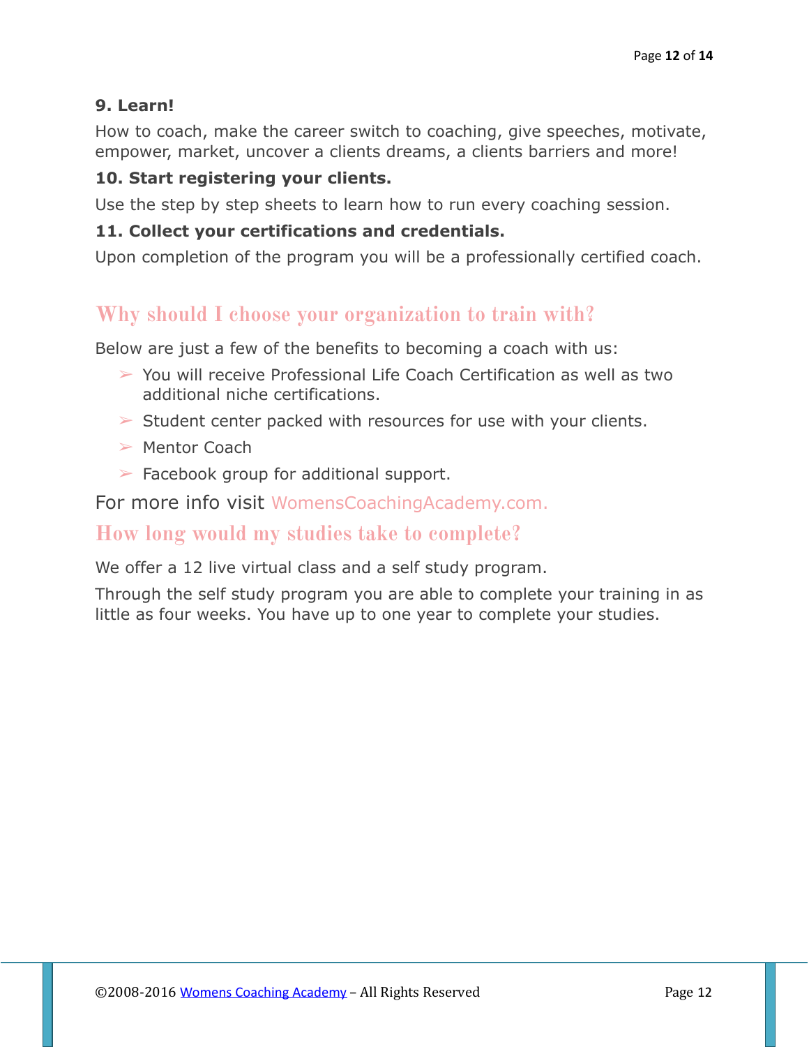**9. Learn!**

How to coach, make the career switch to coaching, give speeches, motivate, empower, market, uncover a clients dreams, a clients barriers and more!

**10. Start registering your clients.**

Use the step by step sheets to learn how to run every coaching session.

**11. Collect your certifications and credentials.**

Upon completion of the program you will be a professionally certified coach.

## Why should I choose your organization to train with?

Below are just a few of the benefits to becoming a coach with us:

- You will receive Professional Life Coach Certification as well as two additional niche certifications.
- Student center packed with resources for use with your clients.
- Mentor Coach
- Facebook group for additional support.

For more info visit WomensCoachingAcademy.com.

## How long would my studies take to complete?

We offer a 12 live virtual class and a self study program.

Through the self study program you are able to complete your training in as little as four weeks. You have up to one year to complete your studies.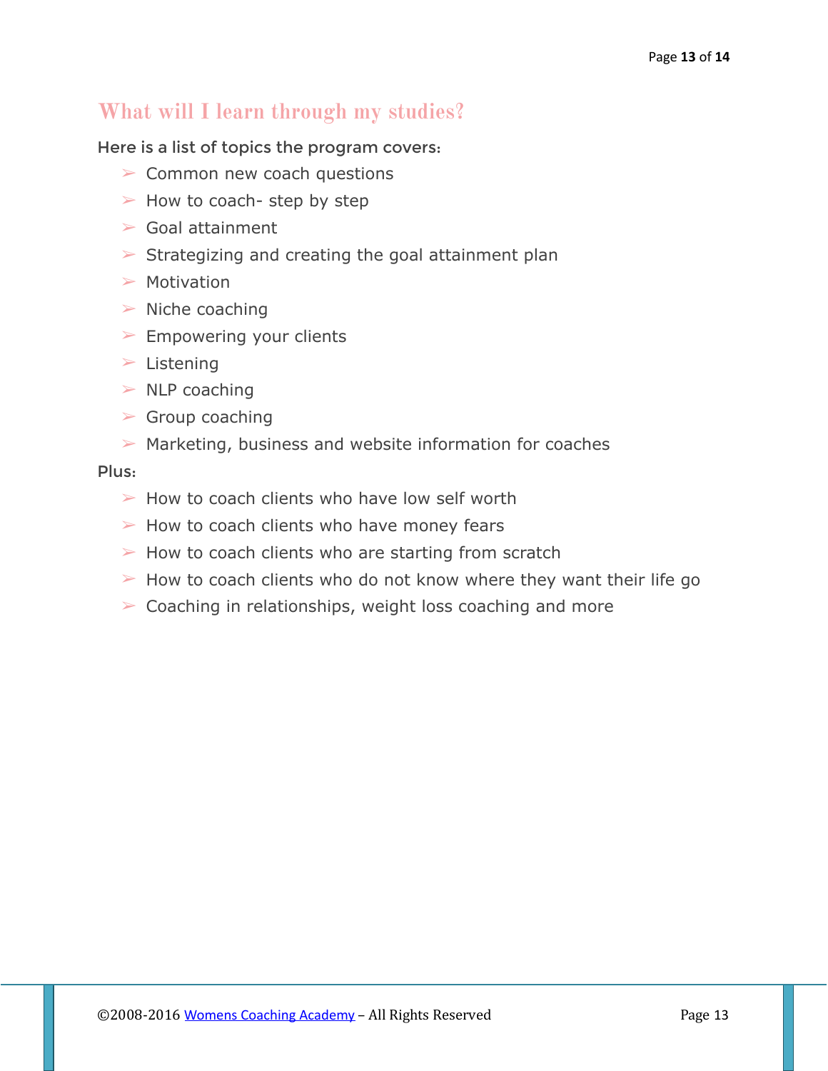## What will I learn through my studies?

Here is a list of topics the program covers:

- Common new coach questions
- How to coach- step by step
- Goal attainment
- Strategizing and creating the goal attainment plan
- Motivation
- Niche coaching
- Empowering your clients
- Listening
- NLP coaching
- Group coaching
- Marketing, business and website information for coaches

Plus:

- How to coach clients who have low self worth
- How to coach clients who have money fears
- How to coach clients who are starting from scratch
- How to coach clients who do not know where they want their life go
- Coaching in relationships, weight loss coaching and more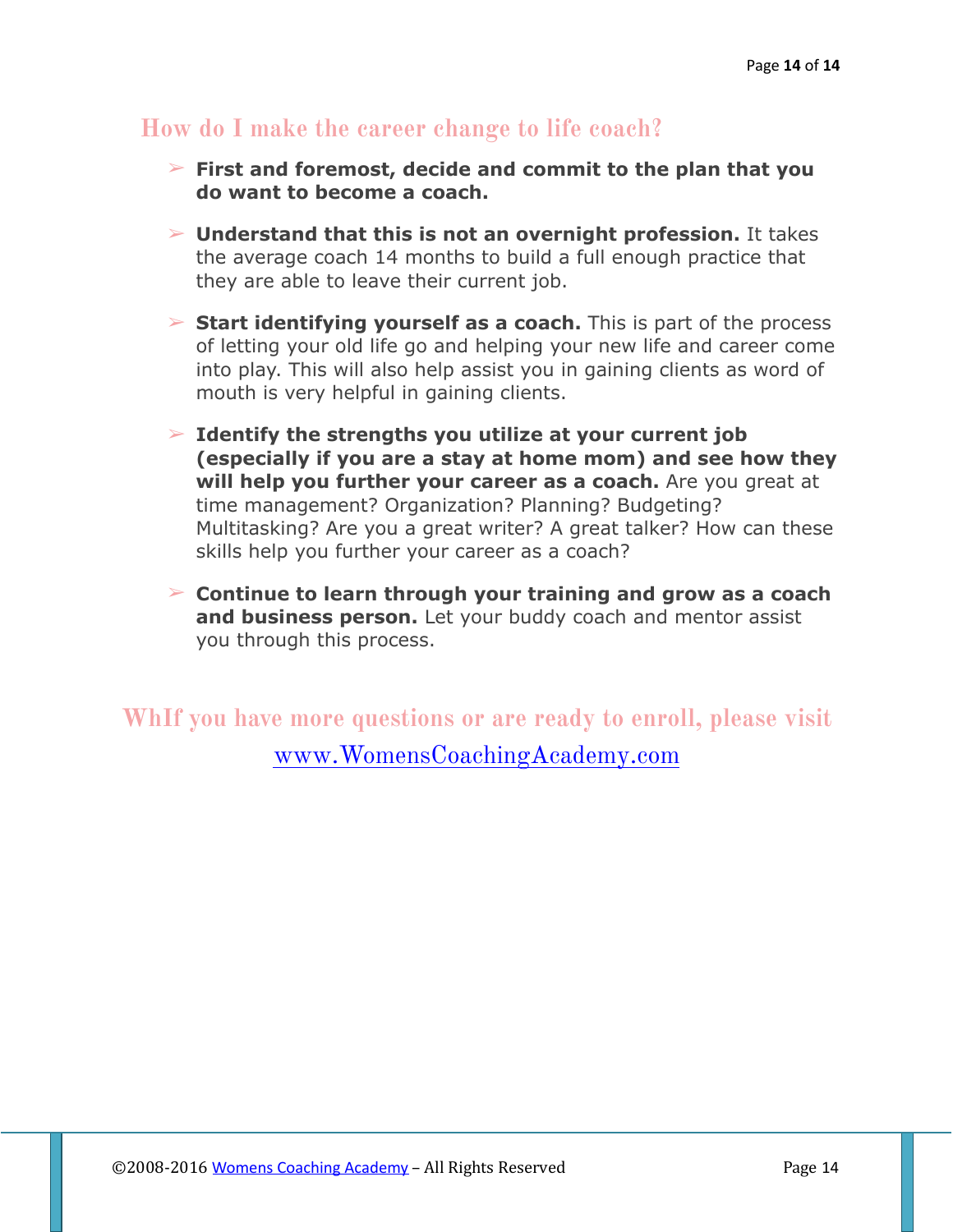## How do I make the career change to life coach?

- **First and foremost, decide and commit to the plan that you do want to become a coach.**
- **Understand that this is not an overnight profession.** It takes the average coach 14 months to build a full enough practice that they are able to leave their current job.
- **Start identifying yourself as a coach.** This is part of the process of letting your old life go and helping your new life and career come into play. This will also help assist you in gaining clients as word of mouth is very helpful in gaining clients.
- **Identify the strengths you utilize at your current job (especially if you are a stay at home mom) and see how they will help you further your career as a coach.** Are you great at time management? Organization? Planning? Budgeting? Multitasking? Are you a great writer? A great talker? How can these skills help you further your career as a coach?
- **Continue to learn through your training and grow as a coach and business person.** Let your buddy coach and mentor assist you through this process.

## WhIf you have more questions or are ready to enroll, please visit www.WomensCoachingAcademy.com